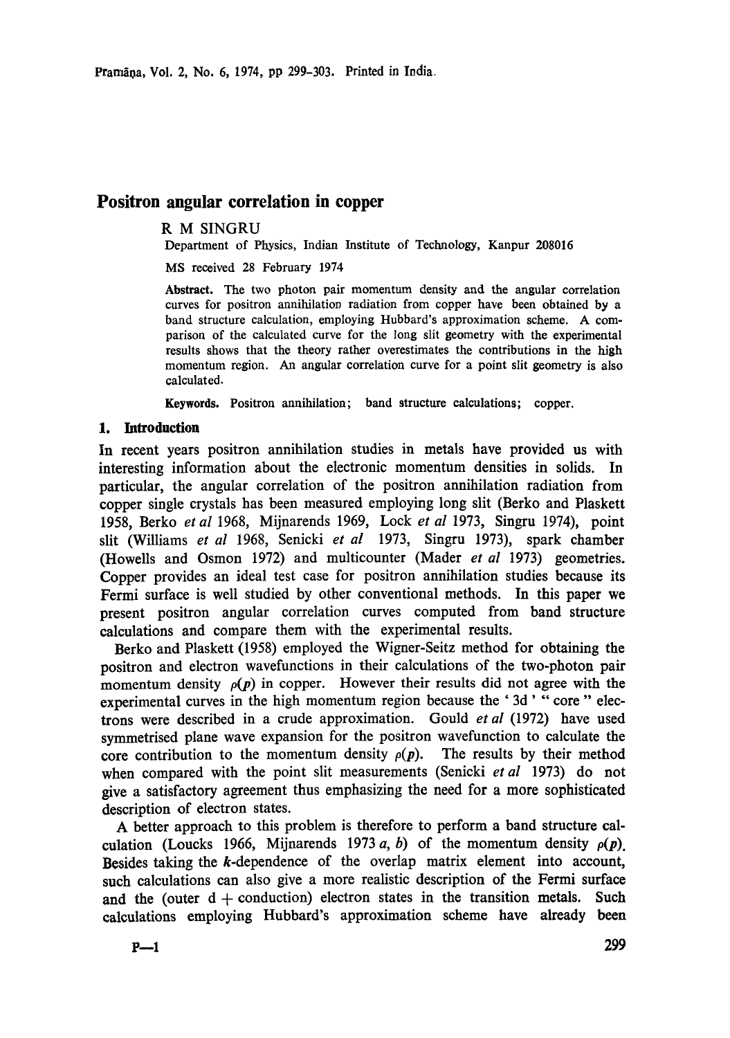# Positron angular correlation in copper

R M SINGRU

Department of Physics, Indian Institute of Technology, Kanpur 208016

MS received 28 February 1974

**Abstract.** The two photon pair momentum density and the angular correlation curves for positron annihilation radiation from copper have been obtained by a band structure calculation, employing Hubbard's approximation scheme. A comparison of the calculated curve for the long slit geometry with the experimental results shows that the theory rather overestimates the contributions in the high momentum region. An angular correlation curve for a point slit geometry is also calculated.

**Keywords.** Positron annihilation; band structure calculations; copper.

## 1. Introduction

In recent years positron annihilation studies in metals have provided us with interesting information about the electronic momentum densities in solids. In particular, the angular correlation of the positron annihilation radiation from copper single crystals has been measured employing long slit (Berko and Plaskett 1958, Berko *et al* 1968, Mijnarends 1969, Lock *et al* 1973, Singru 1974), point slit (Williams *et al* 1968, Senicki *et al* 1973, Singru 1973), spark chamber (Howells and Osmon 1972) and multicounter (Mader *et al* 1973) geometries. Copper provides an ideal test case for positron annihilation studies because its Fermi surface is well studied by other conventional methods. In this paper we present positron angular correlation curves computed from band structure calculations and compare them with the experimental results.

Berko and Plaskett (1958) employed the Wigner-Seitz method for obtaining the positron and electron wavefunctions in their calculations of the two-photon pair momentum density $\rho(\boldsymbol{p})$ in copper. However their results did not agree with the experimental curves in the high momentum region because the '3d' "core" electrons were described in a crude approximation. Gould *et al* (1972) have used symmetrised plane wave expansion for the positron wavefunction to calculate the core contribution to the momentum density $\rho(\boldsymbol{p})$. The results by their method when compared with the point slit measurements (Senicki *et al* 1973) do not give a satisfactory agreement thus emphasizing the need for a more sophisticated description of electron states.

A better approach to this problem is therefore to perform a band structure calculation (Loucks 1966, Mijnarends 1973 *a, b*) of the momentum density $\rho(\boldsymbol{p})$. Besides taking the $\boldsymbol{k}$-dependence of the overlap matrix element into account, such calculations can also give a more realistic description of the Fermi surface and the (outer d + conduction) electron states in the transition metals. Such calculations employing Hubbard's approximation scheme have already been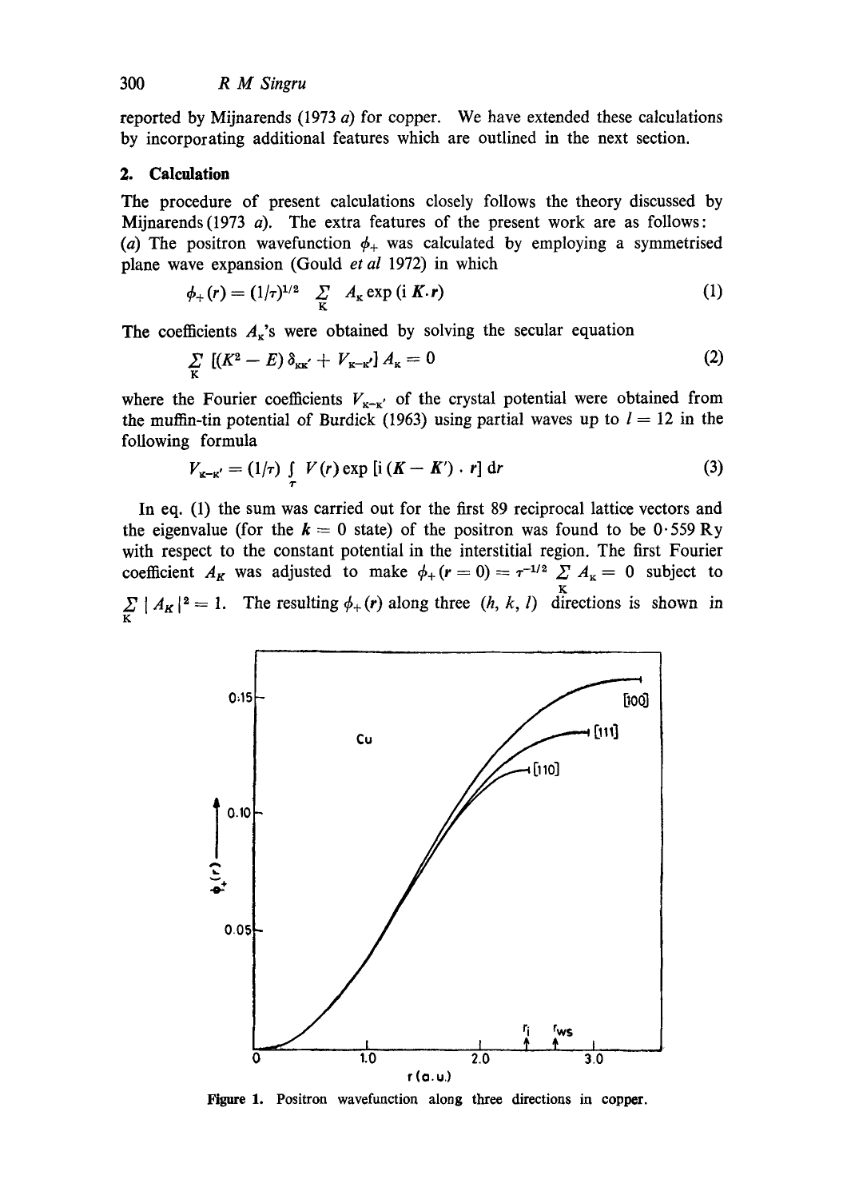reported by Mijnarends (1973 *a*) for copper. We have extended these calculations by incorporating additional features which are outlined in the next section.

## 2. Calculation

The procedure of present calculations closely follows the theory discussed by Mijnarends (1973 *a*). The extra features of the present work are as follows: (*a*) The positron wavefunction $\phi_+$ was calculated by employing a symmetrised plane wave expansion (Gould *et al* 1972) in which

$$\phi_+(r) = (1/\tau)^{1/2} \sum_K A_K \exp(\mathrm{i}\, \boldsymbol{K} \cdot \boldsymbol{r}) \tag{1}$$

The coefficients $A_K$'s were obtained by solving the secular equation

$$\sum_K [(K^2 - E)\, \delta_{KK'} + V_{K-K'}]\, A_K = 0 \tag{2}$$

where the Fourier coefficients $V_{K-K'}$ of the crystal potential were obtained from the muffin-tin potential of Burdick (1963) using partial waves up to $l = 12$ in the following formula

$$V_{K-K'} = (1/\tau) \int_\tau V(r) \exp[\mathrm{i}\,(\boldsymbol{K} - \boldsymbol{K}') \cdot \boldsymbol{r}]\, \mathrm{d}r \tag{3}$$

In eq. (1) the sum was carried out for the first 89 reciprocal lattice vectors and the eigenvalue (for the $\boldsymbol{k} = 0$ state) of the positron was found to be 0·559 Ry with respect to the constant potential in the interstitial region. The first Fourier coefficient $A_K$ was adjusted to make $\phi_+(r = 0) = \tau^{-1/2} \sum_K A_K = 0$ subject to $\sum_K |A_K|^2 = 1$. The resulting $\phi_+(r)$ along three $(h, k, l)$ directions is shown in

Figure 1. Positron wavefunction along three directions in copper.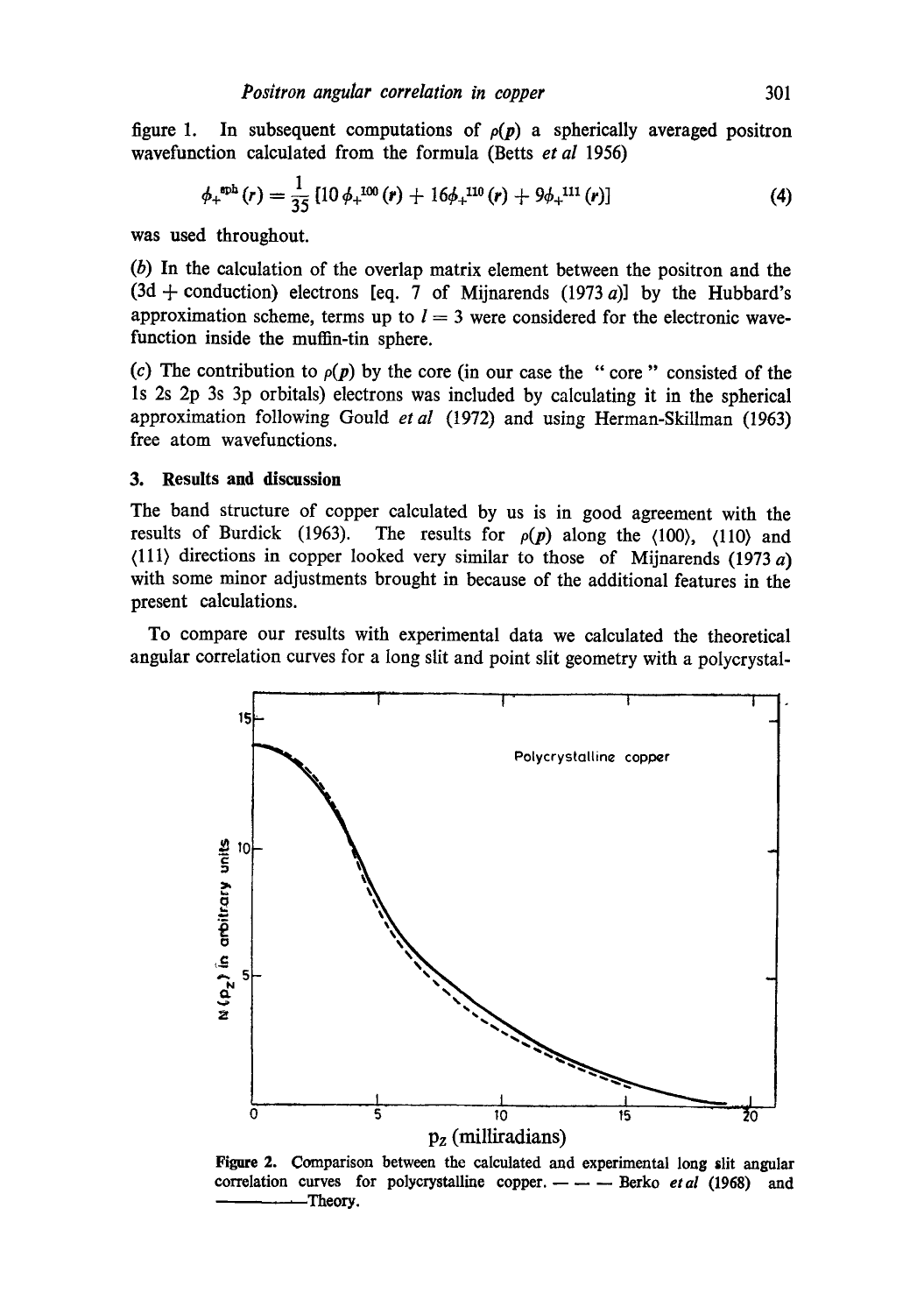figure 1. In subsequent computations of $\rho(p)$ a spherically averaged positron wavefunction calculated from the formula (Betts *et al* 1956)

$$\phi_+^{\mathrm{sph}}(r) = \frac{1}{35}\left[10\,\phi_+^{100}(r) + 16\phi_+^{110}(r) + 9\phi_+^{111}(r)\right] \tag{4}$$

was used throughout.

(*b*) In the calculation of the overlap matrix element between the positron and the (3d + conduction) electrons [eq. 7 of Mijnarends (1973 *a*)] by the Hubbard's approximation scheme, terms up to $l = 3$ were considered for the electronic wavefunction inside the muffin-tin sphere.

(*c*) The contribution to $\rho(p)$ by the core (in our case the " core " consisted of the 1s 2s 2p 3s 3p orbitals) electrons was included by calculating it in the spherical approximation following Gould *et al* (1972) and using Herman-Skillman (1963) free atom wavefunctions.

## 3. Results and discussion

The band structure of copper calculated by us is in good agreement with the results of Burdick (1963). The results for $\rho(p)$ along the ⟨100⟩, ⟨110⟩ and ⟨111⟩ directions in copper looked very similar to those of Mijnarends (1973 *a*) with some minor adjustments brought in because of the additional features in the present calculations.

To compare our results with experimental data we calculated the theoretical angular correlation curves for a long slit and point slit geometry with a polycrystal-

**Figure 2.** Comparison between the calculated and experimental long slit angular correlation curves for polycrystalline copper. — — — Berko *et al* (1968) and ———— Theory.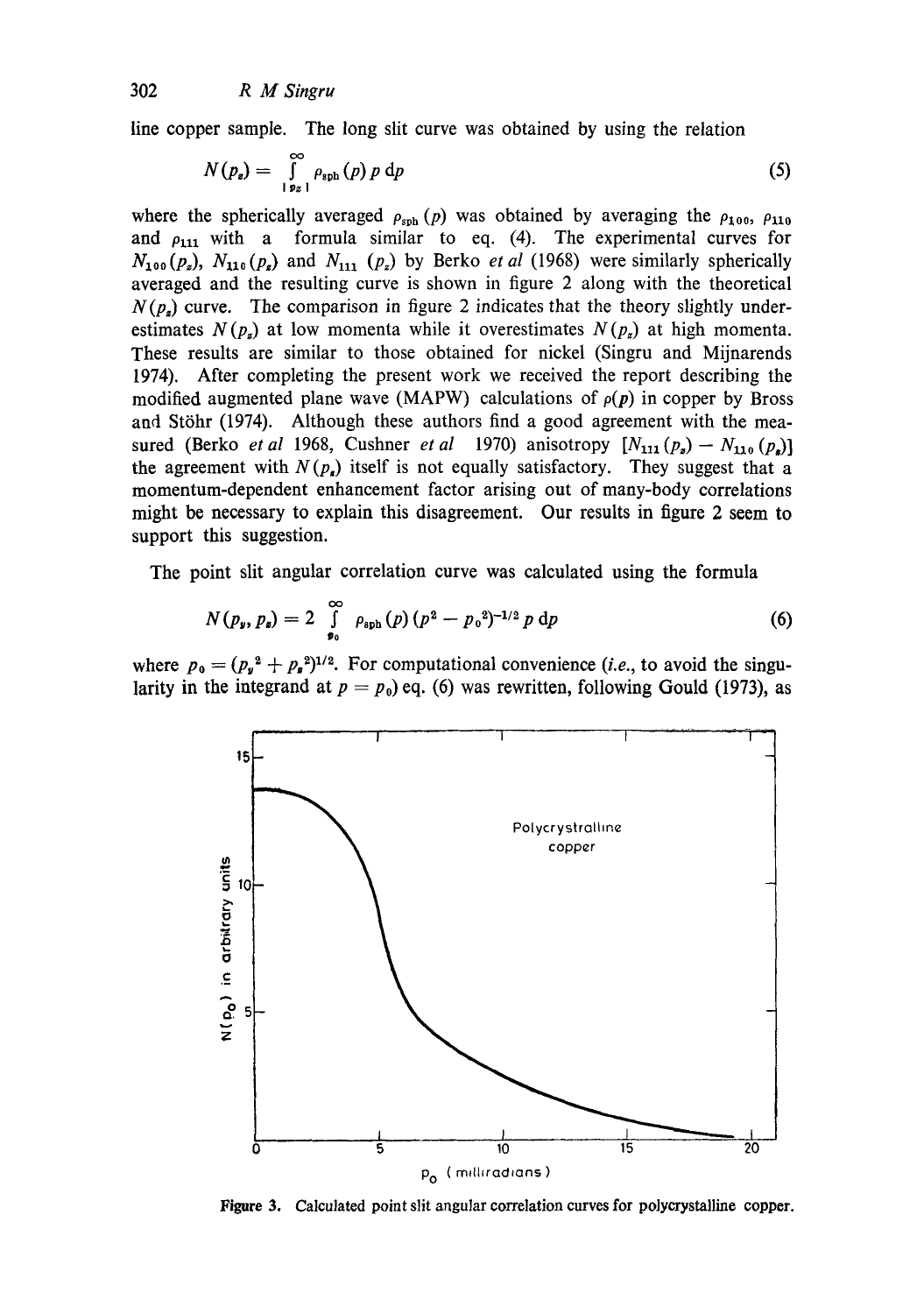line copper sample. The long slit curve was obtained by using the relation

$$N(p_z) = \int_{|p_z|}^{\infty} \rho_{\mathrm{sph}}(p)\, p\, \mathrm{d}p \tag{5}$$

where the spherically averaged $\rho_{\mathrm{sph}}(p)$ was obtained by averaging the $\rho_{100}$, $\rho_{110}$ and $\rho_{111}$ with a formula similar to eq. (4). The experimental curves for $N_{100}(p_z)$, $N_{110}(p_z)$ and $N_{111}(p_z)$ by Berko *et al* (1968) were similarly spherically averaged and the resulting curve is shown in figure 2 along with the theoretical $N(p_z)$ curve. The comparison in figure 2 indicates that the theory slightly underestimates $N(p_z)$ at low momenta while it overestimates $N(p_z)$ at high momenta. These results are similar to those obtained for nickel (Singru and Mijnarends 1974). After completing the present work we received the report describing the modified augmented plane wave (MAPW) calculations of $\rho(p)$ in copper by Bross and Stöhr (1974). Although these authors find a good agreement with the measured (Berko *et al* 1968, Cushner *et al* 1970) anisotropy $[N_{111}(p_z) - N_{110}(p_z)]$ the agreement with $N(p_z)$ itself is not equally satisfactory. They suggest that a momentum-dependent enhancement factor arising out of many-body correlations might be necessary to explain this disagreement. Our results in figure 2 seem to support this suggestion.

The point slit angular correlation curve was calculated using the formula

$$N(p_y, p_z) = 2 \int_{p_0}^{\infty} \rho_{\mathrm{sph}}(p)\,(p^2 - p_0^2)^{-1/2}\, p\, \mathrm{d}p \tag{6}$$

where $p_0 = (p_y^2 + p_z^2)^{1/2}$. For computational convenience (*i.e.*, to avoid the singularity in the integrand at $p = p_0$) eq. (6) was rewritten, following Gould (1973), as

**Figure 3.** Calculated point slit angular correlation curves for polycrystalline copper.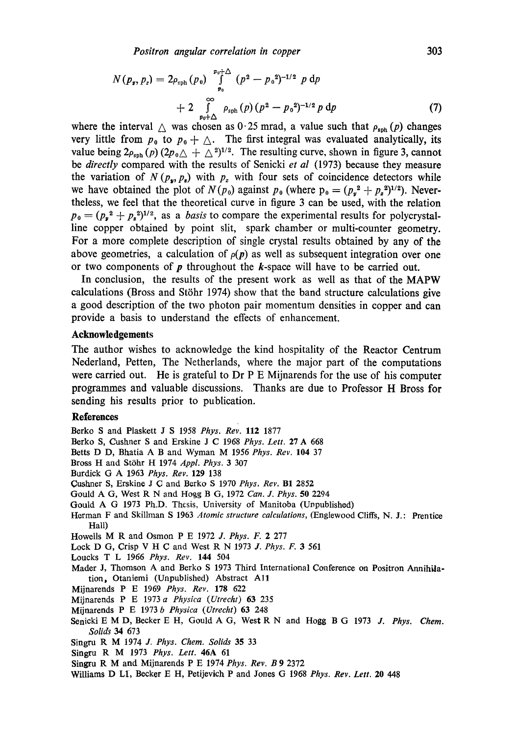$$N(p_y, p_z) = 2\rho_{\mathrm{sph}}(p_0) \int_{p_0}^{p_0+\triangle} (p^2 - p_0^2)^{-1/2}\, p\, \mathrm{d}p + 2 \int_{p_0+\triangle}^{\infty} \rho_{\mathrm{sph}}(p)\, (p^2 - p_0^2)^{-1/2}\, p\, \mathrm{d}p \tag{7}$$

where the interval $\triangle$ was chosen as 0·25 mrad, a value such that $\rho_{\mathrm{sph}}(p)$ changes very little from $p_0$ to $p_0 + \triangle$. The first integral was evaluated analytically, its value being $2\rho_{\mathrm{sph}}(p)\,(2p_0\triangle + \triangle^2)^{1/2}$. The resulting curve, shown in figure 3, cannot be *directly* compared with the results of Senicki *et al* (1973) because they measure the variation of $N(p_y, p_z)$ with $p_z$ with four sets of coincidence detectors while we have obtained the plot of $N(p_0)$ against $p_0$ (where $p_0 = (p_y^2 + p_z^2)^{1/2}$). Nevertheless, we feel that the theoretical curve in figure 3 can be used, with the relation $p_0 = (p_y^2 + p_z^2)^{1/2}$, as a *basis* to compare the experimental results for polycrystalline copper obtained by point slit, spark chamber or multi-counter geometry. For a more complete description of single crystal results obtained by any of the above geometries, a calculation of $\rho(\boldsymbol{p})$ as well as subsequent integration over one or two components of $\boldsymbol{p}$ throughout the $\boldsymbol{k}$-space will have to be carried out.

In conclusion, the results of the present work as well as that of the MAPW calculations (Bross and Stöhr 1974) show that the band structure calculations give a good description of the two photon pair momentum densities in copper and can provide a basis to understand the effects of enhancement.

## Acknowledgements

The author wishes to acknowledge the kind hospitality of the Reactor Centrum Nederland, Petten, The Netherlands, where the major part of the computations were carried out. He is grateful to Dr P E Mijnarends for the use of his computer programmes and valuable discussions. Thanks are due to Professor H Bross for sending his results prior to publication.

## References

Berko S and Plaskett J S 1958 *Phys. Rev.* **112** 1877

Berko S, Cushner S and Erskine J C 1968 *Phys. Lett.* **27 A** 668

Betts D D, Bhatia A B and Wyman M 1956 *Phys. Rev.* **104** 37

Bross H and Stöhr H 1974 *Appl. Phys.* **3** 307

Burdick G A 1963 *Phys. Rev.* **129** 138

Cushner S, Erskine J C and Berko S 1970 *Phys. Rev.* **B1** 2852

Gould A G, West R N and Hogg B G, 1972 *Can. J. Phys.* **50** 2294

Gould A G 1973 Ph.D. Thesis, University of Manitoba (Unpublished)

Herman F and Skillman S 1963 *Atomic structure calculations*, (Englewood Cliffs, N. J.: Prentice Hall)

Howells M R and Osmon P E 1972 *J. Phys. F.* **2** 277

Lock D G, Crisp V H C and West R N 1973 *J. Phys. F.* **3** 561

Loucks T L 1966 *Phys. Rev.* **144** 504

Mader J, Thomson A and Berko S 1973 Third International Conference on Positron Annihilation, Otaniemi (Unpublished) Abstract A11

Mijnarends P E 1969 *Phys. Rev.* **178** 622

Mijnarends P E 1973 *a Physica (Utrecht)* **63** 235

Mijnarends P E 1973 *b Physica (Utrecht)* **63** 248

Senicki E M D, Becker E H, Gould A G, West R N and Hogg B G 1973 *J. Phys. Chem. Solids* **34** 673

Singru R M 1974 *J. Phys. Chem. Solids* **35** 33

Singru R M 1973 *Phys. Lett.* **46A** 61

Singru R M and Mijnarends P E 1974 *Phys. Rev. B* **9** 2372

Williams D Ll, Becker E H, Petijevich P and Jones G 1968 *Phys. Rev. Lett.* **20** 448